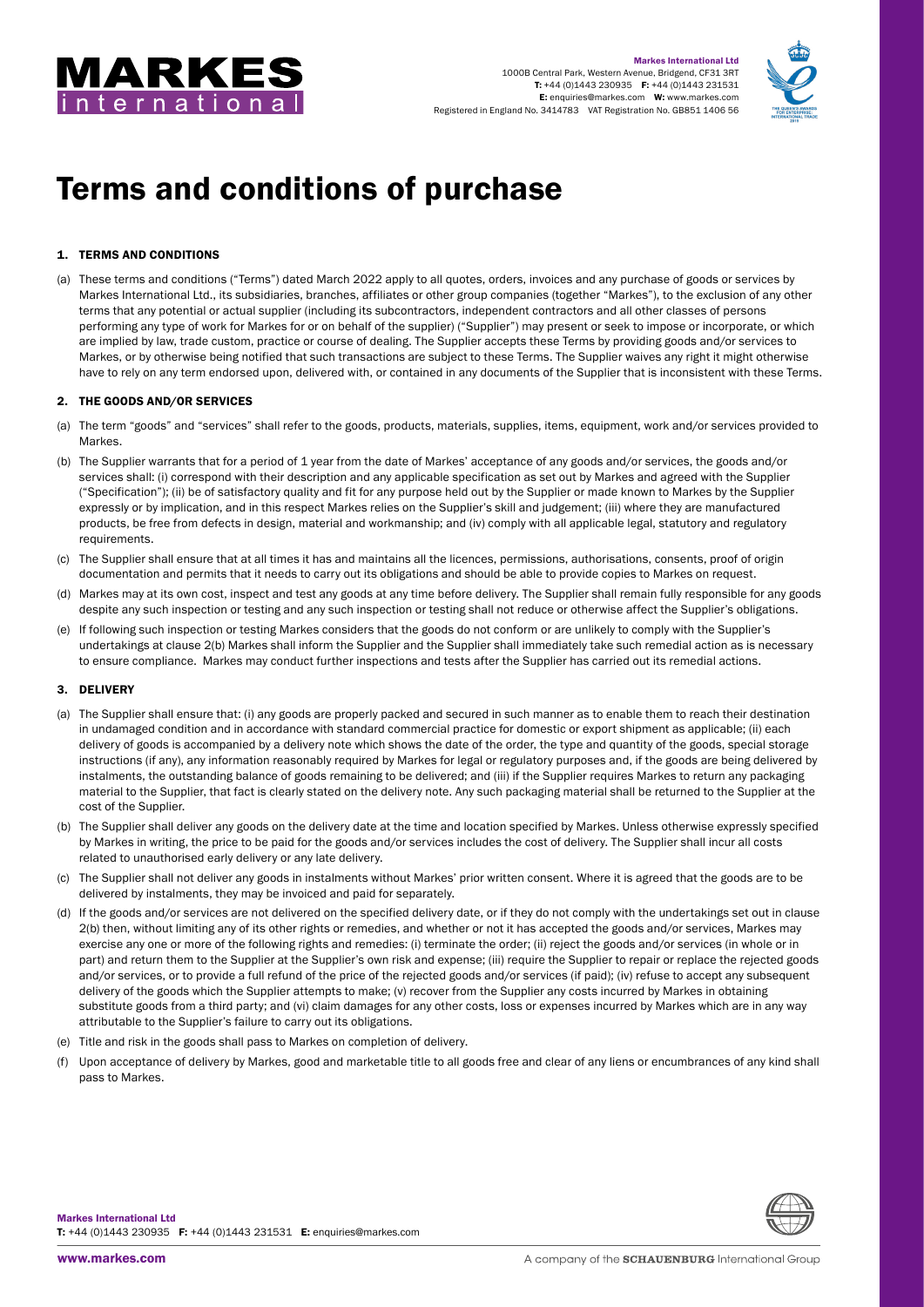# Terms and conditions of purchase

## 1. TERMS AND CONDITIONS

(a) These terms and conditions ("Terms") dated March 2022 apply to all quotes, orders, invoices and any purchase of goods or services by Markes International Ltd., its subsidiaries, branches, affiliates or other group companies (together "Markes"), to the exclusion of any other terms that any potential or actual supplier (including its subcontractors, independent contractors and all other classes of persons performing any type of work for Markes for or on behalf of the supplier) ("Supplier") may present or seek to impose or incorporate, or which are implied by law, trade custom, practice or course of dealing. The Supplier accepts these Terms by providing goods and/or services to Markes, or by otherwise being notified that such transactions are subject to these Terms. The Supplier waives any right it might otherwise have to rely on any term endorsed upon, delivered with, or contained in any documents of the Supplier that is inconsistent with these Terms.

## 2. THE GOODS AND/OR SERVICES

(a) The term "goods" and "services" shall refer to the goods, products, materials, supplies, items, equipment, work and/or services provided to Markes.

(b) The Supplier warrants that for a period of 1 year from the date of Markes' acceptance of any goods and/or services, the goods and/or services shall: (i) correspond with their description and any applicable specification as set out by Markes and agreed with the Supplier ("Specification"); (ii) be of satisfactory quality and fit for any purpose held out by the Supplier or made known to Markes by the Supplier expressly or by implication, and in this respect Markes relies on the Supplier's skill and judgement; (iii) where they are manufactured products, be free from defects in design, material and workmanship; and (iv) comply with all applicable legal, statutory and regulatory requirements.

(c) The Supplier shall ensure that at all times it has and maintains all the licences, permissions, authorisations, consents, proof of origin documentation and permits that it needs to carry out its obligations and should be able to provide copies to Markes on request.

(d) Markes may at its own cost, inspect and test any goods at any time before delivery. The Supplier shall remain fully responsible for any goods despite any such inspection or testing and any such inspection or testing shall not reduce or otherwise affect the Supplier's obligations.

(e) If following such inspection or testing Markes considers that the goods do not conform or are unlikely to comply with the Supplier's undertakings at clause 2(b) Markes shall inform the Supplier and the Supplier shall immediately take such remedial action as is necessary to ensure compliance. Markes may conduct further inspections and tests after the Supplier has carried out its remedial actions.

## 3. DELIVERY

(a) The Supplier shall ensure that: (i) any goods are properly packed and secured in such manner as to enable them to reach their destination in undamaged condition and in accordance with standard commercial practice for domestic or export shipment as applicable; (ii) each delivery of goods is accompanied by a delivery note which shows the date of the order, the type and quantity of the goods, special storage instructions (if any), any information reasonably required by Markes for legal or regulatory purposes and, if the goods are being delivered by instalments, the outstanding balance of goods remaining to be delivered; and (iii) if the Supplier requires Markes to return any packaging material to the Supplier, that fact is clearly stated on the delivery note. Any such packaging material shall be returned to the Supplier at the cost of the Supplier.

(b) The Supplier shall deliver any goods on the delivery date at the time and location specified by Markes. Unless otherwise expressly specified by Markes in writing, the price to be paid for the goods and/or services includes the cost of delivery. The Supplier shall incur all costs related to unauthorised early delivery or any late delivery.

(c) The Supplier shall not deliver any goods in instalments without Markes' prior written consent. Where it is agreed that the goods are to be delivered by instalments, they may be invoiced and paid for separately.

(d) If the goods and/or services are not delivered on the specified delivery date, or if they do not comply with the undertakings set out in clause 2(b) then, without limiting any of its other rights or remedies, and whether or not it has accepted the goods and/or services, Markes may exercise any one or more of the following rights and remedies: (i) terminate the order; (ii) reject the goods and/or services (in whole or in part) and return them to the Supplier at the Supplier's own risk and expense; (iii) require the Supplier to repair or replace the rejected goods and/or services, or to provide a full refund of the price of the rejected goods and/or services (if paid); (iv) refuse to accept any subsequent delivery of the goods which the Supplier attempts to make; (v) recover from the Supplier any costs incurred by Markes in obtaining substitute goods from a third party; and (vi) claim damages for any other costs, loss or expenses incurred by Markes which are in any way attributable to the Supplier's failure to carry out its obligations.

(e) Title and risk in the goods shall pass to Markes on completion of delivery.

(f) Upon acceptance of delivery by Markes, good and marketable title to all goods free and clear of any liens or encumbrances of any kind shall pass to Markes.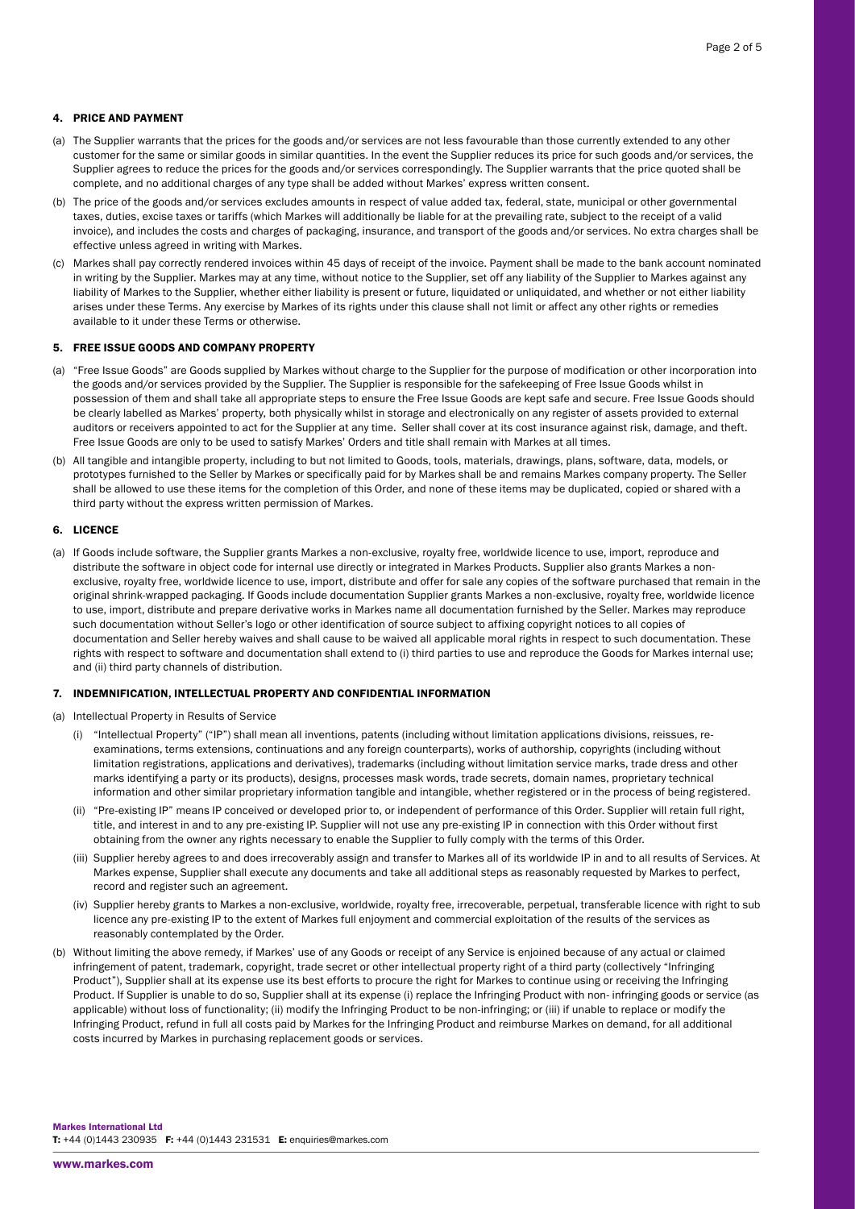## 4. PRICE AND PAYMENT

(a) The Supplier warrants that the prices for the goods and/or services are not less favourable than those currently extended to any other customer for the same or similar goods in similar quantities. In the event the Supplier reduces its price for such goods and/or services, the Supplier agrees to reduce the prices for the goods and/or services correspondingly. The Supplier warrants that the price quoted shall be complete, and no additional charges of any type shall be added without Markes' express written consent.

(b) The price of the goods and/or services excludes amounts in respect of value added tax, federal, state, municipal or other governmental taxes, duties, excise taxes or tariffs (which Markes will additionally be liable for at the prevailing rate, subject to the receipt of a valid invoice), and includes the costs and charges of packaging, insurance, and transport of the goods and/or services. No extra charges shall be effective unless agreed in writing with Markes.

(c) Markes shall pay correctly rendered invoices within 45 days of receipt of the invoice. Payment shall be made to the bank account nominated in writing by the Supplier. Markes may at any time, without notice to the Supplier, set off any liability of the Supplier to Markes against any liability of Markes to the Supplier, whether either liability is present or future, liquidated or unliquidated, and whether or not either liability arises under these Terms. Any exercise by Markes of its rights under this clause shall not limit or affect any other rights or remedies available to it under these Terms or otherwise.

## 5. FREE ISSUE GOODS AND COMPANY PROPERTY

(a) "Free Issue Goods" are Goods supplied by Markes without charge to the Supplier for the purpose of modification or other incorporation into the goods and/or services provided by the Supplier. The Supplier is responsible for the safekeeping of Free Issue Goods whilst in possession of them and shall take all appropriate steps to ensure the Free Issue Goods are kept safe and secure. Free Issue Goods should be clearly labelled as Markes' property, both physically whilst in storage and electronically on any register of assets provided to external auditors or receivers appointed to act for the Supplier at any time. Seller shall cover at its cost insurance against risk, damage, and theft. Free Issue Goods are only to be used to satisfy Markes' Orders and title shall remain with Markes at all times.

(b) All tangible and intangible property, including to but not limited to Goods, tools, materials, drawings, plans, software, data, models, or prototypes furnished to the Seller by Markes or specifically paid for by Markes shall be and remains Markes company property. The Seller shall be allowed to use these items for the completion of this Order, and none of these items may be duplicated, copied or shared with a third party without the express written permission of Markes.

## 6. LICENCE

(a) If Goods include software, the Supplier grants Markes a non-exclusive, royalty free, worldwide licence to use, import, reproduce and distribute the software in object code for internal use directly or integrated in Markes Products. Supplier also grants Markes a non-exclusive, royalty free, worldwide licence to use, import, distribute and offer for sale any copies of the software purchased that remain in the original shrink-wrapped packaging. If Goods include documentation Supplier grants Markes a non-exclusive, royalty free, worldwide licence to use, import, distribute and prepare derivative works in Markes name all documentation furnished by the Seller. Markes may reproduce such documentation without Seller's logo or other identification of source subject to affixing copyright notices to all copies of documentation and Seller hereby waives and shall cause to be waived all applicable moral rights in respect to such documentation. These rights with respect to software and documentation shall extend to (i) third parties to use and reproduce the Goods for Markes internal use; and (ii) third party channels of distribution.

## 7. INDEMNIFICATION, INTELLECTUAL PROPERTY AND CONFIDENTIAL INFORMATION

(a) Intellectual Property in Results of Service

(i) "Intellectual Property" ("IP") shall mean all inventions, patents (including without limitation applications divisions, reissues, re-examinations, terms extensions, continuations and any foreign counterparts), works of authorship, copyrights (including without limitation registrations, applications and derivatives), trademarks (including without limitation service marks, trade dress and other marks identifying a party or its products), designs, processes mask words, trade secrets, domain names, proprietary technical information and other similar proprietary information tangible and intangible, whether registered or in the process of being registered.

(ii) "Pre-existing IP" means IP conceived or developed prior to, or independent of performance of this Order. Supplier will retain full right, title, and interest in and to any pre-existing IP. Supplier will not use any pre-existing IP in connection with this Order without first obtaining from the owner any rights necessary to enable the Supplier to fully comply with the terms of this Order.

(iii) Supplier hereby agrees to and does irrecoverably assign and transfer to Markes all of its worldwide IP in and to all results of Services. At Markes expense, Supplier shall execute any documents and take all additional steps as reasonably requested by Markes to perfect, record and register such an agreement.

(iv) Supplier hereby grants to Markes a non-exclusive, worldwide, royalty free, irrecoverable, perpetual, transferable licence with right to sub licence any pre-existing IP to the extent of Markes full enjoyment and commercial exploitation of the results of the services as reasonably contemplated by the Order.

(b) Without limiting the above remedy, if Markes' use of any Goods or receipt of any Service is enjoined because of any actual or claimed infringement of patent, trademark, copyright, trade secret or other intellectual property right of a third party (collectively "Infringing Product"), Supplier shall at its expense use its best efforts to procure the right for Markes to continue using or receiving the Infringing Product. If Supplier is unable to do so, Supplier shall at its expense (i) replace the Infringing Product with non- infringing goods or service (as applicable) without loss of functionality; (ii) modify the Infringing Product to be non-infringing; or (iii) if unable to replace or modify the Infringing Product, refund in full all costs paid by Markes for the Infringing Product and reimburse Markes on demand, for all additional costs incurred by Markes in purchasing replacement goods or services.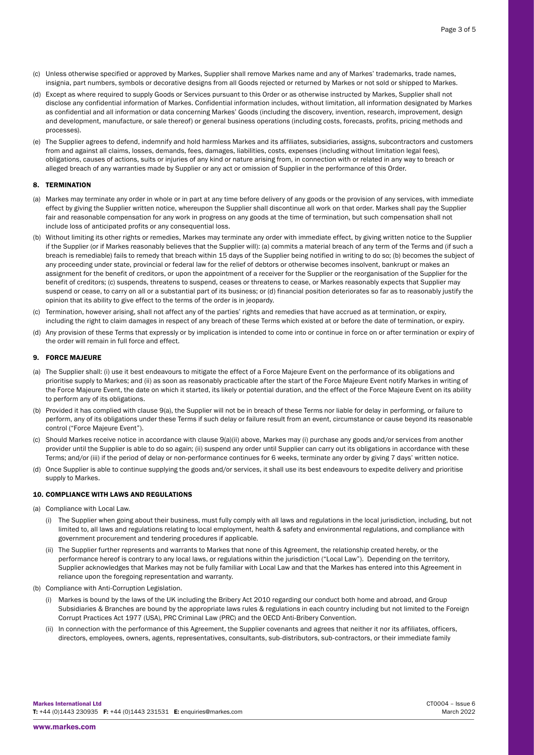(c) Unless otherwise specified or approved by Markes, Supplier shall remove Markes name and any of Markes' trademarks, trade names, insignia, part numbers, symbols or decorative designs from all Goods rejected or returned by Markes or not sold or shipped to Markes.

(d) Except as where required to supply Goods or Services pursuant to this Order or as otherwise instructed by Markes, Supplier shall not disclose any confidential information of Markes. Confidential information includes, without limitation, all information designated by Markes as confidential and all information or data concerning Markes' Goods (including the discovery, invention, research, improvement, design and development, manufacture, or sale thereof) or general business operations (including costs, forecasts, profits, pricing methods and processes).

(e) The Supplier agrees to defend, indemnify and hold harmless Markes and its affiliates, subsidiaries, assigns, subcontractors and customers from and against all claims, losses, demands, fees, damages, liabilities, costs, expenses (including without limitation legal fees), obligations, causes of actions, suits or injuries of any kind or nature arising from, in connection with or related in any way to breach or alleged breach of any warranties made by Supplier or any act or omission of Supplier in the performance of this Order.

## 8. TERMINATION

(a) Markes may terminate any order in whole or in part at any time before delivery of any goods or the provision of any services, with immediate effect by giving the Supplier written notice, whereupon the Supplier shall discontinue all work on that order. Markes shall pay the Supplier fair and reasonable compensation for any work in progress on any goods at the time of termination, but such compensation shall not include loss of anticipated profits or any consequential loss.

(b) Without limiting its other rights or remedies, Markes may terminate any order with immediate effect, by giving written notice to the Supplier if the Supplier (or if Markes reasonably believes that the Supplier will): (a) commits a material breach of any term of the Terms and (if such a breach is remediable) fails to remedy that breach within 15 days of the Supplier being notified in writing to do so; (b) becomes the subject of any proceeding under state, provincial or federal law for the relief of debtors or otherwise becomes insolvent, bankrupt or makes an assignment for the benefit of creditors, or upon the appointment of a receiver for the Supplier or the reorganisation of the Supplier for the benefit of creditors; (c) suspends, threatens to suspend, ceases or threatens to cease, or Markes reasonably expects that Supplier may suspend or cease, to carry on all or a substantial part of its business; or (d) financial position deteriorates so far as to reasonably justify the opinion that its ability to give effect to the terms of the order is in jeopardy.

(c) Termination, however arising, shall not affect any of the parties' rights and remedies that have accrued as at termination, or expiry, including the right to claim damages in respect of any breach of these Terms which existed at or before the date of termination, or expiry.

(d) Any provision of these Terms that expressly or by implication is intended to come into or continue in force on or after termination or expiry of the order will remain in full force and effect.

## 9. FORCE MAJEURE

(a) The Supplier shall: (i) use it best endeavours to mitigate the effect of a Force Majeure Event on the performance of its obligations and prioritise supply to Markes; and (ii) as soon as reasonably practicable after the start of the Force Majeure Event notify Markes in writing of the Force Majeure Event, the date on which it started, its likely or potential duration, and the effect of the Force Majeure Event on its ability to perform any of its obligations.

(b) Provided it has complied with clause 9(a), the Supplier will not be in breach of these Terms nor liable for delay in performing, or failure to perform, any of its obligations under these Terms if such delay or failure result from an event, circumstance or cause beyond its reasonable control ("Force Majeure Event").

(c) Should Markes receive notice in accordance with clause 9(a)(ii) above, Markes may (i) purchase any goods and/or services from another provider until the Supplier is able to do so again; (ii) suspend any order until Supplier can carry out its obligations in accordance with these Terms; and/or (iii) if the period of delay or non-performance continues for 6 weeks, terminate any order by giving 7 days' written notice.

(d) Once Supplier is able to continue supplying the goods and/or services, it shall use its best endeavours to expedite delivery and prioritise supply to Markes.

## 10. COMPLIANCE WITH LAWS AND REGULATIONS

(a) Compliance with Local Law.

   (i) The Supplier when going about their business, must fully comply with all laws and regulations in the local jurisdiction, including, but not limited to, all laws and regulations relating to local employment, health & safety and environmental regulations, and compliance with government procurement and tendering procedures if applicable.

   (ii) The Supplier further represents and warrants to Markes that none of this Agreement, the relationship created hereby, or the performance hereof is contrary to any local laws, or regulations within the jurisdiction ("Local Law"). Depending on the territory, Supplier acknowledges that Markes may not be fully familiar with Local Law and that the Markes has entered into this Agreement in reliance upon the foregoing representation and warranty.

(b) Compliance with Anti-Corruption Legislation.

   (i) Markes is bound by the laws of the UK including the Bribery Act 2010 regarding our conduct both home and abroad, and Group Subsidiaries & Branches are bound by the appropriate laws rules & regulations in each country including but not limited to the Foreign Corrupt Practices Act 1977 (USA), PRC Criminal Law (PRC) and the OECD Anti-Bribery Convention.

   (ii) In connection with the performance of this Agreement, the Supplier covenants and agrees that neither it nor its affiliates, officers, directors, employees, owners, agents, representatives, consultants, sub-distributors, sub-contractors, or their immediate family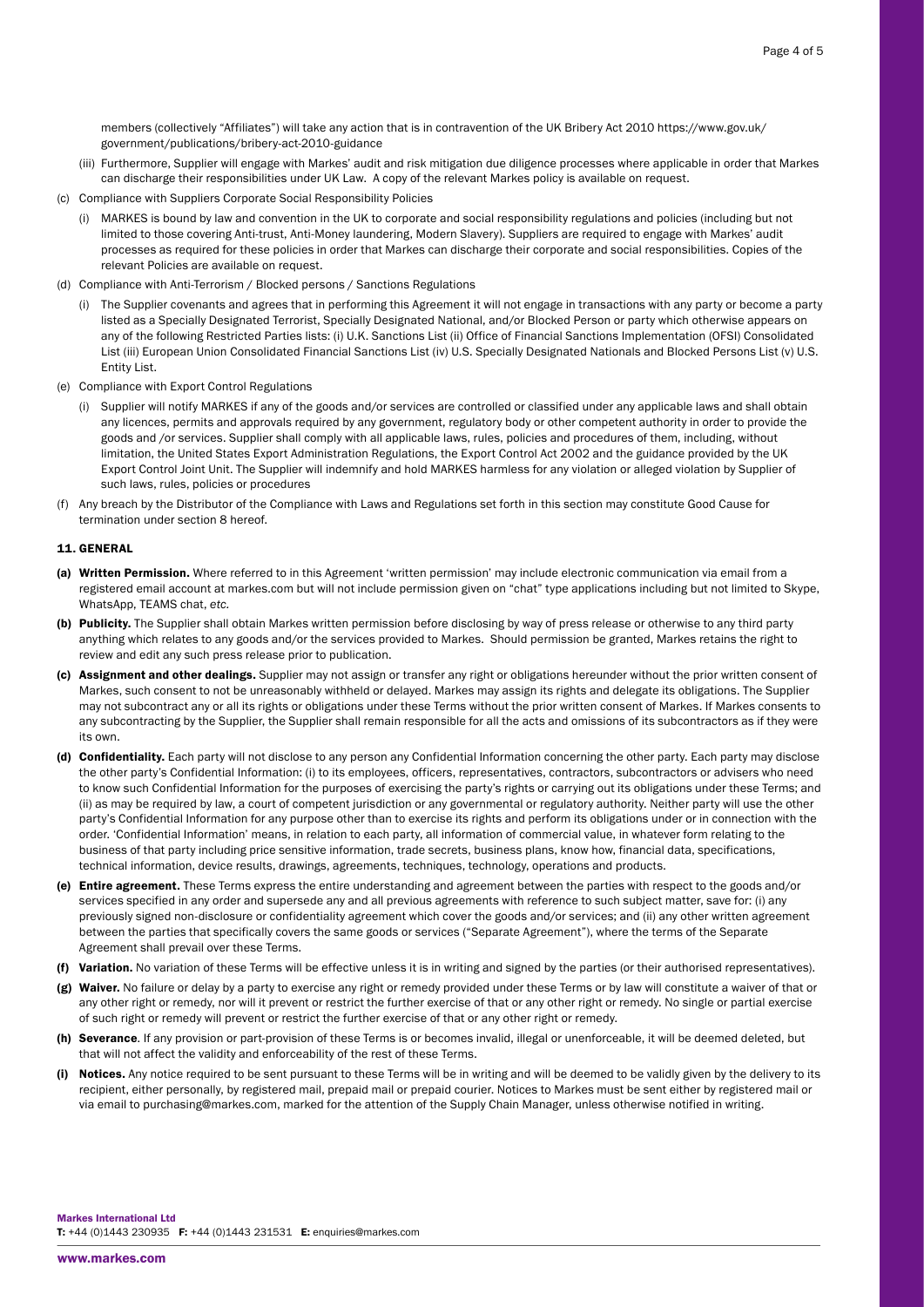members (collectively "Affiliates") will take any action that is in contravention of the UK Bribery Act 2010 https://www.gov.uk/government/publications/bribery-act-2010-guidance

(iii) Furthermore, Supplier will engage with Markes' audit and risk mitigation due diligence processes where applicable in order that Markes can discharge their responsibilities under UK Law. A copy of the relevant Markes policy is available on request.

(c) Compliance with Suppliers Corporate Social Responsibility Policies

(i) MARKES is bound by law and convention in the UK to corporate and social responsibility regulations and policies (including but not limited to those covering Anti-trust, Anti-Money laundering, Modern Slavery). Suppliers are required to engage with Markes' audit processes as required for these policies in order that Markes can discharge their corporate and social responsibilities. Copies of the relevant Policies are available on request.

(d) Compliance with Anti-Terrorism / Blocked persons / Sanctions Regulations

(i) The Supplier covenants and agrees that in performing this Agreement it will not engage in transactions with any party or become a party listed as a Specially Designated Terrorist, Specially Designated National, and/or Blocked Person or party which otherwise appears on any of the following Restricted Parties lists: (i) U.K. Sanctions List (ii) Office of Financial Sanctions Implementation (OFSI) Consolidated List (iii) European Union Consolidated Financial Sanctions List (iv) U.S. Specially Designated Nationals and Blocked Persons List (v) U.S. Entity List.

(e) Compliance with Export Control Regulations

(i) Supplier will notify MARKES if any of the goods and/or services are controlled or classified under any applicable laws and shall obtain any licences, permits and approvals required by any government, regulatory body or other competent authority in order to provide the goods and /or services. Supplier shall comply with all applicable laws, rules, policies and procedures of them, including, without limitation, the United States Export Administration Regulations, the Export Control Act 2002 and the guidance provided by the UK Export Control Joint Unit. The Supplier will indemnify and hold MARKES harmless for any violation or alleged violation by Supplier of such laws, rules, policies or procedures

(f) Any breach by the Distributor of the Compliance with Laws and Regulations set forth in this section may constitute Good Cause for termination under section 8 hereof.

## 11. GENERAL

**(a) Written Permission.** Where referred to in this Agreement 'written permission' may include electronic communication via email from a registered email account at markes.com but will not include permission given on "chat" type applications including but not limited to Skype, WhatsApp, TEAMS chat, *etc.*

**(b) Publicity.** The Supplier shall obtain Markes written permission before disclosing by way of press release or otherwise to any third party anything which relates to any goods and/or the services provided to Markes. Should permission be granted, Markes retains the right to review and edit any such press release prior to publication.

**(c) Assignment and other dealings.** Supplier may not assign or transfer any right or obligations hereunder without the prior written consent of Markes, such consent to not be unreasonably withheld or delayed. Markes may assign its rights and delegate its obligations. The Supplier may not subcontract any or all its rights or obligations under these Terms without the prior written consent of Markes. If Markes consents to any subcontracting by the Supplier, the Supplier shall remain responsible for all the acts and omissions of its subcontractors as if they were its own.

**(d) Confidentiality.** Each party will not disclose to any person any Confidential Information concerning the other party. Each party may disclose the other party's Confidential Information: (i) to its employees, officers, representatives, contractors, subcontractors or advisers who need to know such Confidential Information for the purposes of exercising the party's rights or carrying out its obligations under these Terms; and (ii) as may be required by law, a court of competent jurisdiction or any governmental or regulatory authority. Neither party will use the other party's Confidential Information for any purpose other than to exercise its rights and perform its obligations under or in connection with the order. 'Confidential Information' means, in relation to each party, all information of commercial value, in whatever form relating to the business of that party including price sensitive information, trade secrets, business plans, know how, financial data, specifications, technical information, device results, drawings, agreements, techniques, technology, operations and products.

**(e) Entire agreement.** These Terms express the entire understanding and agreement between the parties with respect to the goods and/or services specified in any order and supersede any and all previous agreements with reference to such subject matter, save for: (i) any previously signed non-disclosure or confidentiality agreement which cover the goods and/or services; and (ii) any other written agreement between the parties that specifically covers the same goods or services ("Separate Agreement"), where the terms of the Separate Agreement shall prevail over these Terms.

**(f) Variation.** No variation of these Terms will be effective unless it is in writing and signed by the parties (or their authorised representatives).

**(g) Waiver.** No failure or delay by a party to exercise any right or remedy provided under these Terms or by law will constitute a waiver of that or any other right or remedy, nor will it prevent or restrict the further exercise of that or any other right or remedy. No single or partial exercise of such right or remedy will prevent or restrict the further exercise of that or any other right or remedy.

**(h) Severance**. If any provision or part-provision of these Terms is or becomes invalid, illegal or unenforceable, it will be deemed deleted, but that will not affect the validity and enforceability of the rest of these Terms.

**(i) Notices.** Any notice required to be sent pursuant to these Terms will be in writing and will be deemed to be validly given by the delivery to its recipient, either personally, by registered mail, prepaid mail or prepaid courier. Notices to Markes must be sent either by registered mail or via email to purchasing@markes.com, marked for the attention of the Supply Chain Manager, unless otherwise notified in writing.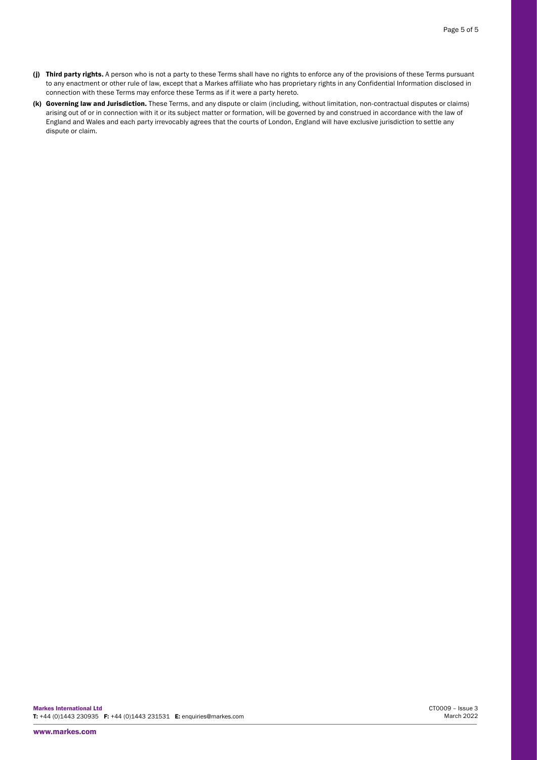**(j) Third party rights.** A person who is not a party to these Terms shall have no rights to enforce any of the provisions of these Terms pursuant to any enactment or other rule of law, except that a Markes affiliate who has proprietary rights in any Confidential Information disclosed in connection with these Terms may enforce these Terms as if it were a party hereto.

**(k) Governing law and Jurisdiction.** These Terms, and any dispute or claim (including, without limitation, non-contractual disputes or claims) arising out of or in connection with it or its subject matter or formation, will be governed by and construed in accordance with the law of England and Wales and each party irrevocably agrees that the courts of London, England will have exclusive jurisdiction to settle any dispute or claim.